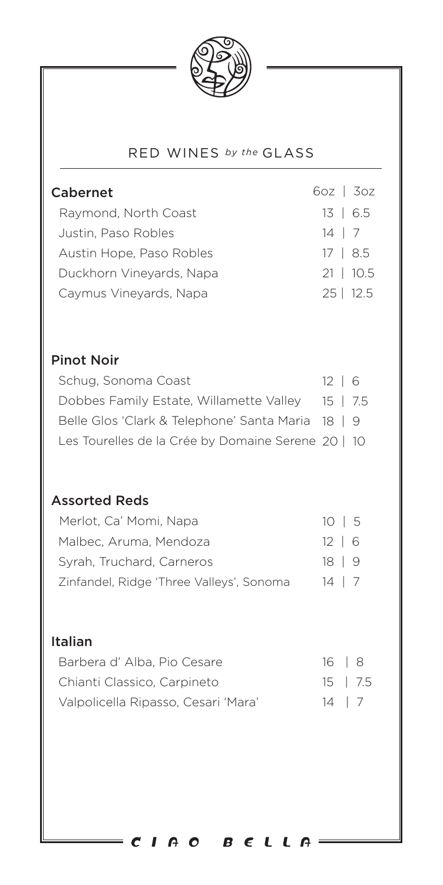# RED WINES *by the* GLASS

## Cabernet

| Cabernet | 6oz | 3oz |
|---|---|---|
| Raymond, North Coast | 13 | 6.5 |
| Justin, Paso Robles | 14 | 7 |
| Austin Hope, Paso Robles | 17 | 8.5 |
| Duckhorn Vineyards, Napa | 21 | 10.5 |
| Caymus Vineyards, Napa | 25 | 12.5 |

## Pinot Noir

| Pinot Noir | 6oz | 3oz |
|---|---|---|
| Schug, Sonoma Coast | 12 | 6 |
| Dobbes Family Estate, Willamette Valley | 15 | 7.5 |
| Belle Glos 'Clark & Telephone' Santa Maria | 18 | 9 |
| Les Tourelles de la Crée by Domaine Serene | 20 | 10 |

## Assorted Reds

| Assorted Reds | 6oz | 3oz |
|---|---|---|
| Merlot, Ca' Momi, Napa | 10 | 5 |
| Malbec, Aruma, Mendoza | 12 | 6 |
| Syrah, Truchard, Carneros | 18 | 9 |
| Zinfandel, Ridge 'Three Valleys', Sonoma | 14 | 7 |

## Italian

| Italian | 6oz | 3oz |
|---|---|---|
| Barbera d' Alba, Pio Cesare | 16 | 8 |
| Chianti Classico, Carpineto | 15 | 7.5 |
| Valpolicella Ripasso, Cesari 'Mara' | 14 | 7 |

CIAO BELLA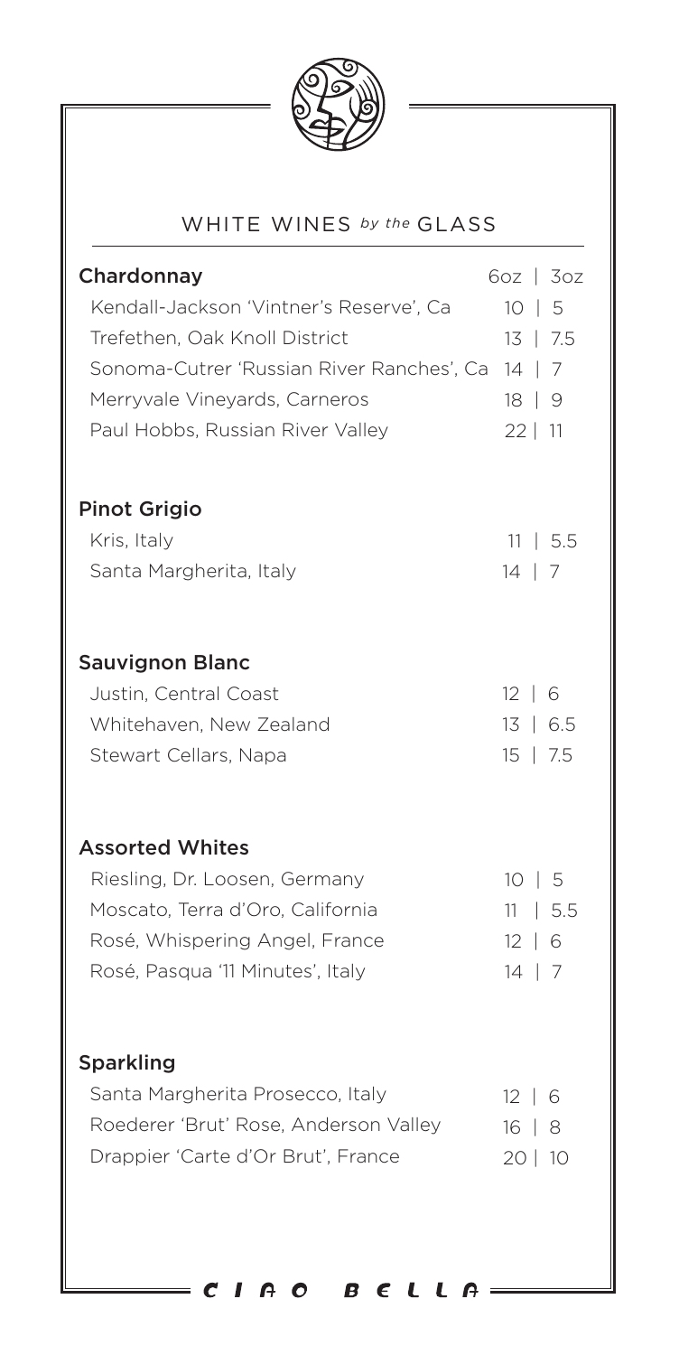## WHITE WINES *by the* GLASS

| | |
|---|---|
| **Chardonnay** | 6oz \| 3oz |
| Kendall-Jackson 'Vintner's Reserve', Ca | 10 \| 5 |
| Trefethen, Oak Knoll District | 13 \| 7.5 |
| Sonoma-Cutrer 'Russian River Ranches', Ca | 14 \| 7 |
| Merryvale Vineyards, Carneros | 18 \| 9 |
| Paul Hobbs, Russian River Valley | 22 \| 11 |

| | |
|---|---|
| **Pinot Grigio** | |
| Kris, Italy | 11 \| 5.5 |
| Santa Margherita, Italy | 14 \| 7 |

| | |
|---|---|
| **Sauvignon Blanc** | |
| Justin, Central Coast | 12 \| 6 |
| Whitehaven, New Zealand | 13 \| 6.5 |
| Stewart Cellars, Napa | 15 \| 7.5 |

| | |
|---|---|
| **Assorted Whites** | |
| Riesling, Dr. Loosen, Germany | 10 \| 5 |
| Moscato, Terra d'Oro, California | 11 \| 5.5 |
| Rosé, Whispering Angel, France | 12 \| 6 |
| Rosé, Pasqua '11 Minutes', Italy | 14 \| 7 |

| | |
|---|---|
| **Sparkling** | |
| Santa Margherita Prosecco, Italy | 12 \| 6 |
| Roederer 'Brut' Rose, Anderson Valley | 16 \| 8 |
| Drappier 'Carte d'Or Brut', France | 20 \| 10 |

CIAO BELLA